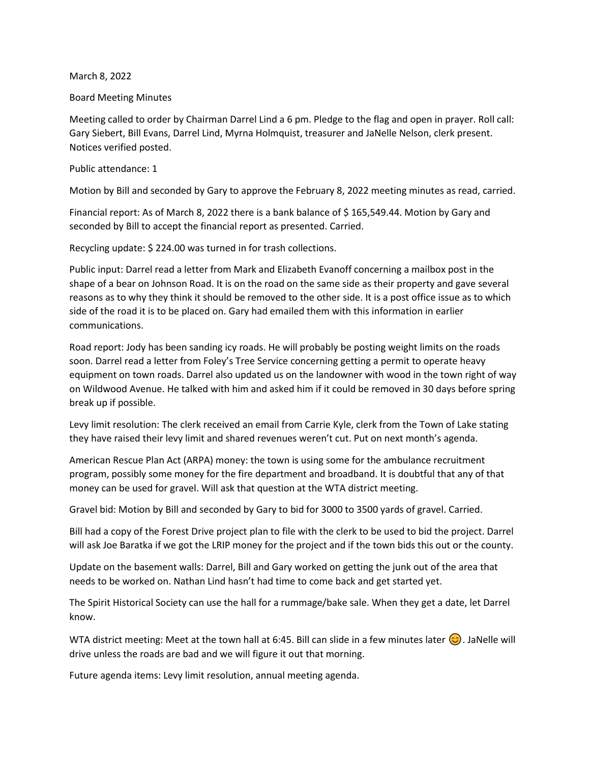March 8, 2022

Board Meeting Minutes

Meeting called to order by Chairman Darrel Lind a 6 pm. Pledge to the flag and open in prayer. Roll call: Gary Siebert, Bill Evans, Darrel Lind, Myrna Holmquist, treasurer and JaNelle Nelson, clerk present. Notices verified posted.

Public attendance: 1

Motion by Bill and seconded by Gary to approve the February 8, 2022 meeting minutes as read, carried.

Financial report: As of March 8, 2022 there is a bank balance of $ 165,549.44. Motion by Gary and seconded by Bill to accept the financial report as presented. Carried.

Recycling update: $ 224.00 was turned in for trash collections.

Public input: Darrel read a letter from Mark and Elizabeth Evanoff concerning a mailbox post in the shape of a bear on Johnson Road. It is on the road on the same side as their property and gave several reasons as to why they think it should be removed to the other side. It is a post office issue as to which side of the road it is to be placed on. Gary had emailed them with this information in earlier communications.

Road report: Jody has been sanding icy roads. He will probably be posting weight limits on the roads soon. Darrel read a letter from Foley's Tree Service concerning getting a permit to operate heavy equipment on town roads. Darrel also updated us on the landowner with wood in the town right of way on Wildwood Avenue. He talked with him and asked him if it could be removed in 30 days before spring break up if possible.

Levy limit resolution: The clerk received an email from Carrie Kyle, clerk from the Town of Lake stating they have raised their levy limit and shared revenues weren't cut. Put on next month's agenda.

American Rescue Plan Act (ARPA) money: the town is using some for the ambulance recruitment program, possibly some money for the fire department and broadband. It is doubtful that any of that money can be used for gravel. Will ask that question at the WTA district meeting.

Gravel bid: Motion by Bill and seconded by Gary to bid for 3000 to 3500 yards of gravel. Carried.

Bill had a copy of the Forest Drive project plan to file with the clerk to be used to bid the project. Darrel will ask Joe Baratka if we got the LRIP money for the project and if the town bids this out or the county.

Update on the basement walls: Darrel, Bill and Gary worked on getting the junk out of the area that needs to be worked on. Nathan Lind hasn't had time to come back and get started yet.

The Spirit Historical Society can use the hall for a rummage/bake sale. When they get a date, let Darrel know.

WTA district meeting: Meet at the town hall at 6:45. Bill can slide in a few minutes later 😊. JaNelle will drive unless the roads are bad and we will figure it out that morning.

Future agenda items: Levy limit resolution, annual meeting agenda.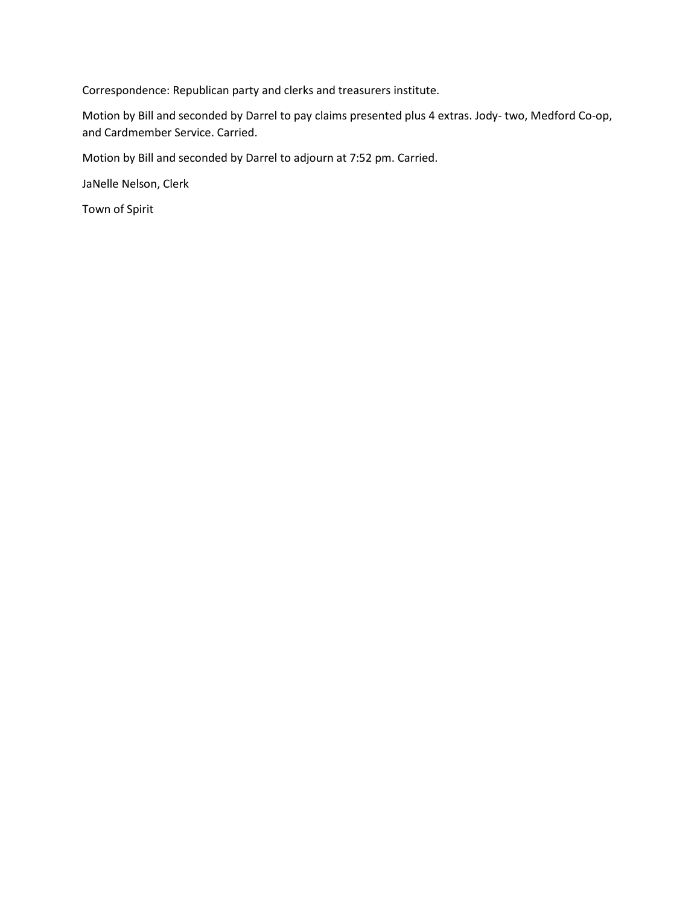Correspondence: Republican party and clerks and treasurers institute.

Motion by Bill and seconded by Darrel to pay claims presented plus 4 extras. Jody- two, Medford Co-op, and Cardmember Service. Carried.

Motion by Bill and seconded by Darrel to adjourn at 7:52 pm. Carried.

JaNelle Nelson, Clerk

Town of Spirit